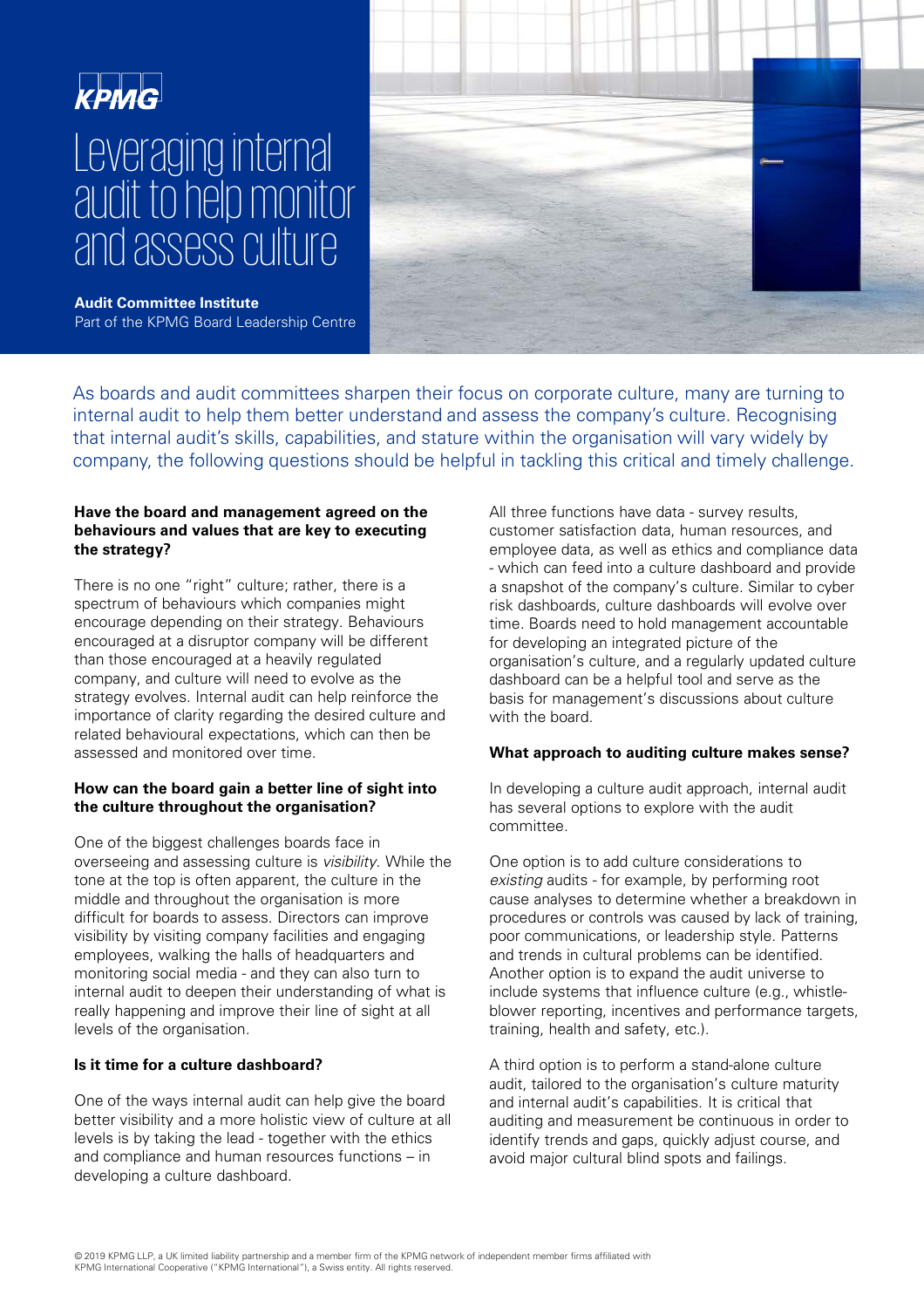KPMG

# Leveraging internal audit to help monitor and assess culture

**Audit Committee Institute**
Part of the KPMG Board Leadership Centre

As boards and audit committees sharpen their focus on corporate culture, many are turning to internal audit to help them better understand and assess the company's culture. Recognising that internal audit's skills, capabilities, and stature within the organisation will vary widely by company, the following questions should be helpful in tackling this critical and timely challenge.

### Have the board and management agreed on the behaviours and values that are key to executing the strategy?

There is no one "right" culture; rather, there is a spectrum of behaviours which companies might encourage depending on their strategy. Behaviours encouraged at a disruptor company will be different than those encouraged at a heavily regulated company, and culture will need to evolve as the strategy evolves. Internal audit can help reinforce the importance of clarity regarding the desired culture and related behavioural expectations, which can then be assessed and monitored over time.

### How can the board gain a better line of sight into the culture throughout the organisation?

One of the biggest challenges boards face in overseeing and assessing culture is *visibility*. While the tone at the top is often apparent, the culture in the middle and throughout the organisation is more difficult for boards to assess. Directors can improve visibility by visiting company facilities and engaging employees, walking the halls of headquarters and monitoring social media - and they can also turn to internal audit to deepen their understanding of what is really happening and improve their line of sight at all levels of the organisation.

### Is it time for a culture dashboard?

One of the ways internal audit can help give the board better visibility and a more holistic view of culture at all levels is by taking the lead - together with the ethics and compliance and human resources functions – in developing a culture dashboard.

All three functions have data - survey results, customer satisfaction data, human resources, and employee data, as well as ethics and compliance data - which can feed into a culture dashboard and provide a snapshot of the company's culture. Similar to cyber risk dashboards, culture dashboards will evolve over time. Boards need to hold management accountable for developing an integrated picture of the organisation's culture, and a regularly updated culture dashboard can be a helpful tool and serve as the basis for management's discussions about culture with the board.

### What approach to auditing culture makes sense?

In developing a culture audit approach, internal audit has several options to explore with the audit committee.

One option is to add culture considerations to *existing* audits - for example, by performing root cause analyses to determine whether a breakdown in procedures or controls was caused by lack of training, poor communications, or leadership style. Patterns and trends in cultural problems can be identified. Another option is to expand the audit universe to include systems that influence culture (e.g., whistle-blower reporting, incentives and performance targets, training, health and safety, etc.).

A third option is to perform a stand-alone culture audit, tailored to the organisation's culture maturity and internal audit's capabilities. It is critical that auditing and measurement be continuous in order to identify trends and gaps, quickly adjust course, and avoid major cultural blind spots and failings.

© 2019 KPMG LLP, a UK limited liability partnership and a member firm of the KPMG network of independent member firms affiliated with KPMG International Cooperative ("KPMG International"), a Swiss entity. All rights reserved.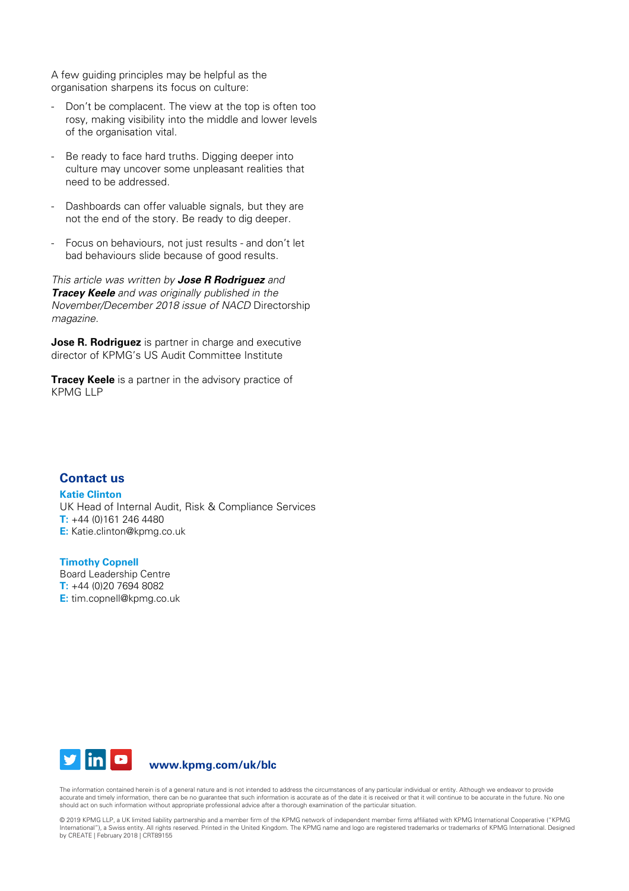A few guiding principles may be helpful as the organisation sharpens its focus on culture:

- Don't be complacent. The view at the top is often too rosy, making visibility into the middle and lower levels of the organisation vital.
- Be ready to face hard truths. Digging deeper into culture may uncover some unpleasant realities that need to be addressed.
- Dashboards can offer valuable signals, but they are not the end of the story. Be ready to dig deeper.
- Focus on behaviours, not just results - and don't let bad behaviours slide because of good results.

*This article was written by* ***Jose R Rodriguez*** *and* ***Tracey Keele*** *and was originally published in the November/December 2018 issue of NACD* Directorship *magazine.*

**Jose R. Rodriguez** is partner in charge and executive director of KPMG's US Audit Committee Institute

**Tracey Keele** is a partner in the advisory practice of KPMG LLP

## Contact us

**Katie Clinton**
UK Head of Internal Audit, Risk & Compliance Services
**T:** +44 (0)161 246 4480
**E:** Katie.clinton@kpmg.co.uk

**Timothy Copnell**
Board Leadership Centre
**T:** +44 (0)20 7694 8082
**E:** tim.copnell@kpmg.co.uk

**www.kpmg.com/uk/blc**

The information contained herein is of a general nature and is not intended to address the circumstances of any particular individual or entity. Although we endeavor to provide accurate and timely information, there can be no guarantee that such information is accurate as of the date it is received or that it will continue to be accurate in the future. No one should act on such information without appropriate professional advice after a thorough examination of the particular situation.

© 2019 KPMG LLP, a UK limited liability partnership and a member firm of the KPMG network of independent member firms affiliated with KPMG International Cooperative ("KPMG International"), a Swiss entity. All rights reserved. Printed in the United Kingdom. The KPMG name and logo are registered trademarks or trademarks of KPMG International. Designed by CREATE | February 2018 | CRT89155